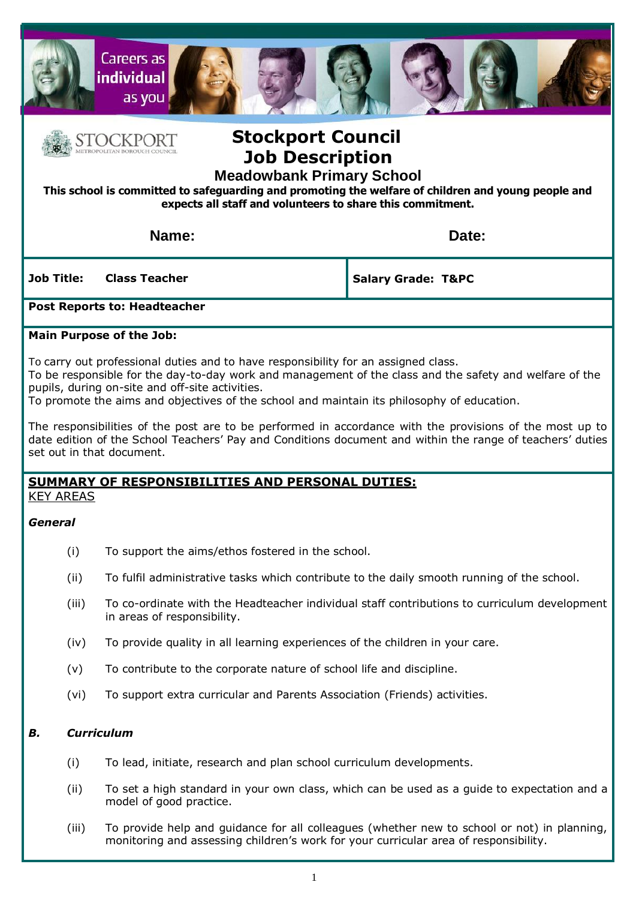# Stockport Council
# Job Description
## Meadowbank Primary School

**This school is committed to safeguarding and promoting the welfare of children and young people and expects all staff and volunteers to share this commitment.**

| **Name:** | **Date:** |
|---|---|
| **Job Title: Class Teacher** | **Salary Grade: T&PC** |
| **Post Reports to: Headteacher** | |

**Main Purpose of the Job:**

To carry out professional duties and to have responsibility for an assigned class.
To be responsible for the day-to-day work and management of the class and the safety and welfare of the pupils, during on-site and off-site activities.
To promote the aims and objectives of the school and maintain its philosophy of education.

The responsibilities of the post are to be performed in accordance with the provisions of the most up to date edition of the School Teachers' Pay and Conditions document and within the range of teachers' duties set out in that document.

**SUMMARY OF RESPONSIBILITIES AND PERSONAL DUTIES:**
KEY AREAS

***General***

(i) To support the aims/ethos fostered in the school.

(ii) To fulfil administrative tasks which contribute to the daily smooth running of the school.

(iii) To co-ordinate with the Headteacher individual staff contributions to curriculum development in areas of responsibility.

(iv) To provide quality in all learning experiences of the children in your care.

(v) To contribute to the corporate nature of school life and discipline.

(vi) To support extra curricular and Parents Association (Friends) activities.

***B. Curriculum***

(i) To lead, initiate, research and plan school curriculum developments.

(ii) To set a high standard in your own class, which can be used as a guide to expectation and a model of good practice.

(iii) To provide help and guidance for all colleagues (whether new to school or not) in planning, monitoring and assessing children's work for your curricular area of responsibility.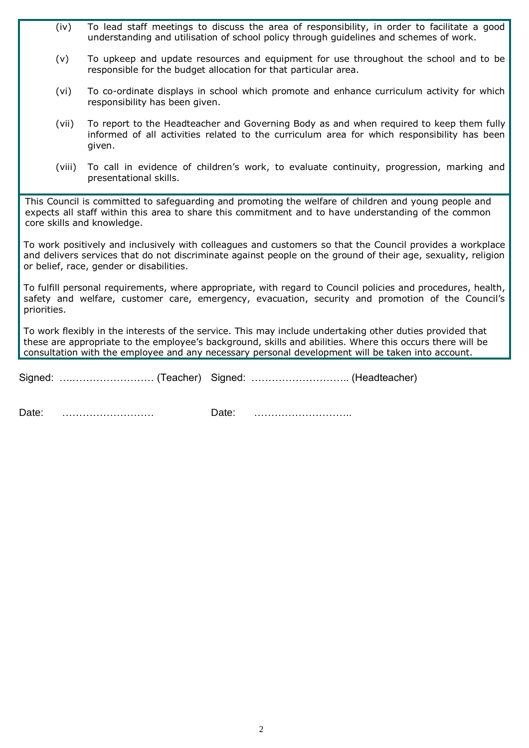(iv) To lead staff meetings to discuss the area of responsibility, in order to facilitate a good understanding and utilisation of school policy through guidelines and schemes of work.

(v) To upkeep and update resources and equipment for use throughout the school and to be responsible for the budget allocation for that particular area.

(vi) To co-ordinate displays in school which promote and enhance curriculum activity for which responsibility has been given.

(vii) To report to the Headteacher and Governing Body as and when required to keep them fully informed of all activities related to the curriculum area for which responsibility has been given.

(viii) To call in evidence of children's work, to evaluate continuity, progression, marking and presentational skills.

This Council is committed to safeguarding and promoting the welfare of children and young people and expects all staff within this area to share this commitment and to have understanding of the common core skills and knowledge.

To work positively and inclusively with colleagues and customers so that the Council provides a workplace and delivers services that do not discriminate against people on the ground of their age, sexuality, religion or belief, race, gender or disabilities.

To fulfill personal requirements, where appropriate, with regard to Council policies and procedures, health, safety and welfare, customer care, emergency, evacuation, security and promotion of the Council's priorities.

To work flexibly in the interests of the service. This may include undertaking other duties provided that these are appropriate to the employee's background, skills and abilities. Where this occurs there will be consultation with the employee and any necessary personal development will be taken into account.

Signed: …..…………………… (Teacher) Signed: ……………………….. (Headteacher)

Date: ……………………… Date: ………………………..